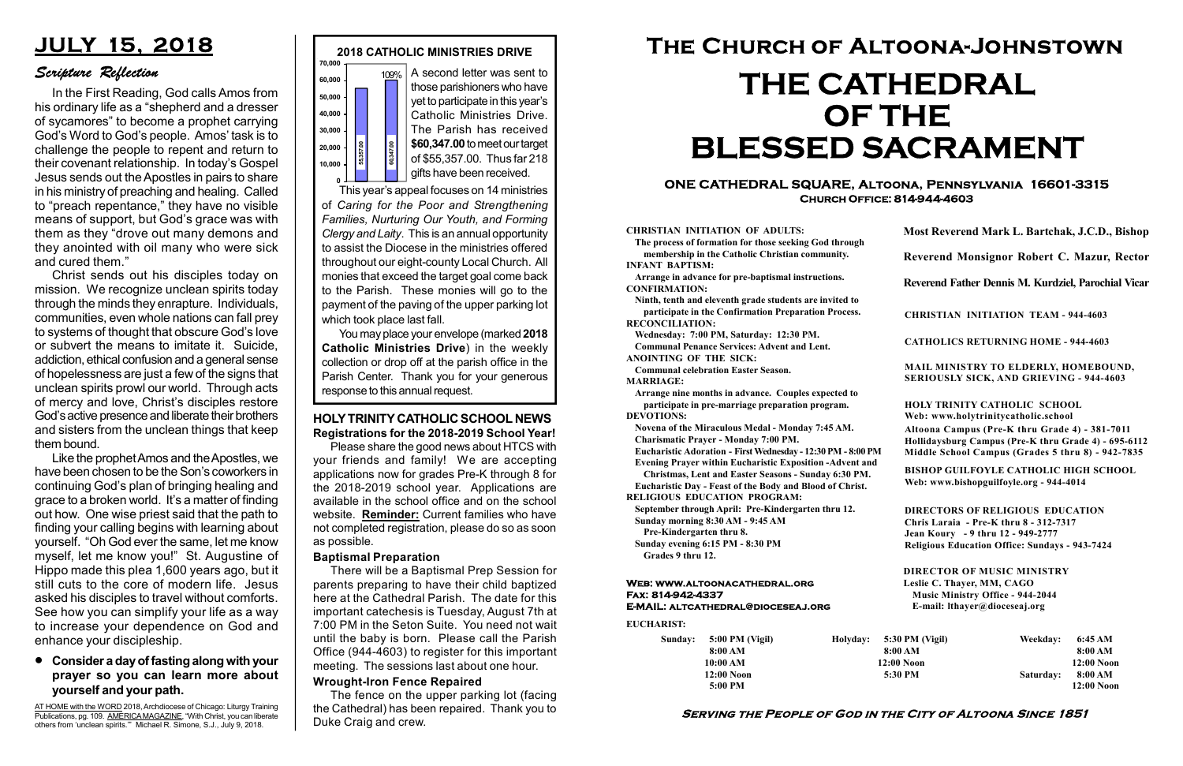# JULY 15, 2018

## *Scripture Reflection*

In the First Reading, God calls Amos from his ordinary life as a "shepherd and a dresser of sycamores" to become a prophet carrying God's Word to God's people. Amos' task is to challenge the people to repent and return to their covenant relationship. In today's Gospel Jesus sends out the Apostles in pairs to share in his ministry of preaching and healing. Called to "preach repentance," they have no visible means of support, but God's grace was with them as they "drove out many demons and they anointed with oil many who were sick and cured them."

Christ sends out his disciples today on mission. We recognize unclean spirits today through the minds they enrapture. Individuals, communities, even whole nations can fall prey to systems of thought that obscure God's love or subvert the means to imitate it. Suicide, addiction, ethical confusion and a general sense of hopelessness are just a few of the signs that unclean spirits prowl our world. Through acts of mercy and love, Christ's disciples restore God's active presence and liberate their brothers and sisters from the unclean things that keep them bound.

Like the prophet Amos and the Apostles, we have been chosen to be the Son's coworkers in continuing God's plan of bringing healing and grace to a broken world. It's a matter of finding out how. One wise priest said that the path to finding your calling begins with learning about yourself. "Oh God ever the same, let me know myself, let me know you!" St. Augustine of Hippo made this plea 1,600 years ago, but it still cuts to the core of modern life. Jesus asked his disciples to travel without comforts. See how you can simplify your life as a way to increase your dependence on God and enhance your discipleship.

- **Consider a day of fasting along with your prayer so you can learn more about yourself and your path.**

AT HOME with the WORD 2018, Archdiocese of Chicago: Liturgy Training Publications, pg. 109. AMERICA MAGAZINE, "With Christ, you can liberate others from 'unclean spirits.'" Michael R. Simone, S.J., July 9, 2018.

## 2018 CATHOLIC MINISTRIES DRIVE

A second letter was sent to those parishioners who have yet to participate in this year's Catholic Ministries Drive. The Parish has received **$60,347.00** to meet our target of $55,357.00. Thus far 218 gifts have been received.

This year's appeal focuses on 14 ministries of *Caring for the Poor and Strengthening Families, Nurturing Our Youth, and Forming Clergy and Laity*. This is an annual opportunity to assist the Diocese in the ministries offered throughout our eight-county Local Church. All monies that exceed the target goal come back to the Parish. These monies will go to the payment of the paving of the upper parking lot which took place last fall.

You may place your envelope (marked **2018 Catholic Ministries Drive**) in the weekly collection or drop off at the parish office in the Parish Center. Thank you for your generous response to this annual request.

## HOLY TRINITY CATHOLIC SCHOOL NEWS

### Registrations for the 2018-2019 School Year!

Please share the good news about HTCS with your friends and family! We are accepting applications now for grades Pre-K through 8 for the 2018-2019 school year. Applications are available in the school office and on the school website. **Reminder:** Current families who have not completed registration, please do so as soon as possible.

### Baptismal Preparation

There will be a Baptismal Prep Session for parents preparing to have their child baptized here at the Cathedral Parish. The date for this important catechesis is Tuesday, August 7th at 7:00 PM in the Seton Suite. You need not wait until the baby is born. Please call the Parish Office (944-4603) to register for this important meeting. The sessions last about one hour.

### Wrought-Iron Fence Repaired

The fence on the upper parking lot (facing the Cathedral) has been repaired. Thank you to Duke Craig and crew.

# The Church of Altoona-Johnstown

# THE CATHEDRAL OF THE BLESSED SACRAMENT

**ONE CATHEDRAL SQUARE, Altoona, Pennsylvania 16601-3315**
**Church Office: 814-944-4603**

**CHRISTIAN INITIATION OF ADULTS:** The process of formation for those seeking God through membership in the Catholic Christian community.
**INFANT BAPTISM:** Arrange in advance for pre-baptismal instructions.
**CONFIRMATION:** Ninth, tenth and eleventh grade students are invited to participate in the Confirmation Preparation Process.
**RECONCILIATION:** Wednesday: 7:00 PM, Saturday: 12:30 PM. Communal Penance Services: Advent and Lent.
**ANOINTING OF THE SICK:** Communal celebration Easter Season.
**MARRIAGE:** Arrange nine months in advance. Couples expected to participate in pre-marriage preparation program.
**DEVOTIONS:**
Novena of the Miraculous Medal - Monday 7:45 AM.
Charismatic Prayer - Monday 7:00 PM.
Eucharistic Adoration - First Wednesday - 12:30 PM - 8:00 PM
Evening Prayer within Eucharistic Exposition -Advent and Christmas, Lent and Easter Seasons - Sunday 6:30 PM.
Eucharistic Day - Feast of the Body and Blood of Christ.
**RELIGIOUS EDUCATION PROGRAM:**
September through April: Pre-Kindergarten thru 12.
Sunday morning 8:30 AM - 9:45 AM Pre-Kindergarten thru 8.
Sunday evening 6:15 PM - 8:30 PM Grades 9 thru 12.

**Most Reverend Mark L. Bartchak, J.C.D., Bishop**
**Reverend Monsignor Robert C. Mazur, Rector**
**Reverend Father Dennis M. Kurdziel, Parochial Vicar**

CHRISTIAN INITIATION TEAM - 944-4603

CATHOLICS RETURNING HOME - 944-4603

MAIL MINISTRY TO ELDERLY, HOMEBOUND, SERIOUSLY SICK, AND GRIEVING - 944-4603

HOLY TRINITY CATHOLIC SCHOOL
Web: www.holytrinitycatholic.school
Altoona Campus (Pre-K thru Grade 4) - 381-7011
Hollidaysburg Campus (Pre-K thru Grade 4) - 695-6112
Middle School Campus (Grades 5 thru 8) - 942-7835

BISHOP GUILFOYLE CATHOLIC HIGH SCHOOL
Web: www.bishopguilfoyle.org - 944-4014

DIRECTORS OF RELIGIOUS EDUCATION
Chris Laraia - Pre-K thru 8 - 312-7317
Jean Koury - 9 thru 12 - 949-2777
Religious Education Office: Sundays - 943-7424

DIRECTOR OF MUSIC MINISTRY
Leslie C. Thayer, MM, CAGO
Music Ministry Office - 944-2044
E-mail: lthayer@dioceseaj.org

Web: www.altoonacathedral.org
Fax: 814-942-4337
E-MAIL: altcathedral@dioceseaj.org

**EUCHARIST:**

| Sunday: | 5:00 PM (Vigil) | Holyday: | 5:30 PM (Vigil) | Weekday: | 6:45 AM |
|---|---|---|---|---|---|
| | 8:00 AM | | 8:00 AM | | 8:00 AM |
| | 10:00 AM | | 12:00 Noon | | 12:00 Noon |
| | 12:00 Noon | | 5:30 PM | Saturday: | 8:00 AM |
| | 5:00 PM | | | | 12:00 Noon |

**Serving the People of God in the City of Altoona Since 1851**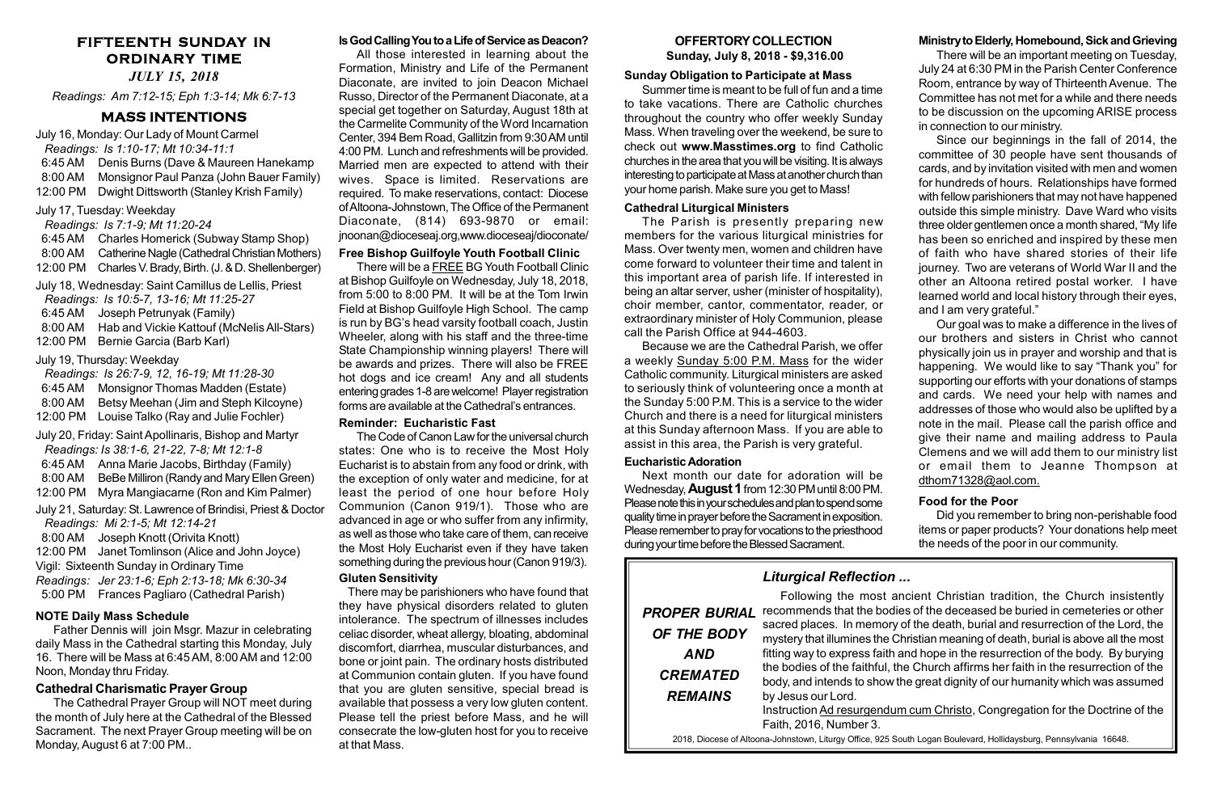# FIFTEENTH SUNDAY IN ORDINARY TIME

*JULY 15, 2018*

*Readings: Am 7:12-15; Eph 1:3-14; Mk 6:7-13*

## MASS INTENTIONS

July 16, Monday: Our Lady of Mount Carmel
*Readings: Is 1:10-17; Mt 10:34-11:1*
6:45 AM Denis Burns (Dave & Maureen Hanekamp
8:00 AM Monsignor Paul Panza (John Bauer Family)
12:00 PM Dwight Dittsworth (Stanley Krish Family)

July 17, Tuesday: Weekday
*Readings: Is 7:1-9; Mt 11:20-24*
6:45 AM Charles Homerick (Subway Stamp Shop)
8:00 AM Catherine Nagle (Cathedral Christian Mothers)
12:00 PM Charles V. Brady, Birth. (J. & D. Shellenberger)

July 18, Wednesday: Saint Camillus de Lellis, Priest
*Readings: Is 10:5-7, 13-16; Mt 11:25-27*
6:45 AM Joseph Petrunyak (Family)
8:00 AM Hab and Vickie Kattouf (McNelis All-Stars)
12:00 PM Bernie Garcia (Barb Karl)

July 19, Thursday: Weekday
*Readings: Is 26:7-9, 12, 16-19; Mt 11:28-30*
6:45 AM Monsignor Thomas Madden (Estate)
8:00 AM Betsy Meehan (Jim and Steph Kilcoyne)
12:00 PM Louise Talko (Ray and Julie Fochler)

July 20, Friday: Saint Apollinaris, Bishop and Martyr
*Readings: Is 38:1-6, 21-22, 7-8; Mt 12:1-8*
6:45 AM Anna Marie Jacobs, Birthday (Family)
8:00 AM BeBe Milliron (Randy and Mary Ellen Green)
12:00 PM Myra Mangiacarne (Ron and Kim Palmer)

July 21, Saturday: St. Lawrence of Brindisi, Priest & Doctor
*Readings: Mi 2:1-5; Mt 12:14-21*
8:00 AM Joseph Knott (Orivita Knott)
12:00 PM Janet Tomlinson (Alice and John Joyce)
Vigil: Sixteenth Sunday in Ordinary Time
*Readings: Jer 23:1-6; Eph 2:13-18; Mk 6:30-34*
5:00 PM Frances Pagliaro (Cathedral Parish)

### NOTE Daily Mass Schedule

Father Dennis will join Msgr. Mazur in celebrating daily Mass in the Cathedral starting this Monday, July 16. There will be Mass at 6:45 AM, 8:00 AM and 12:00 Noon, Monday thru Friday.

### Cathedral Charismatic Prayer Group

The Cathedral Prayer Group will NOT meet during the month of July here at the Cathedral of the Blessed Sacrament. The next Prayer Group meeting will be on Monday, August 6 at 7:00 PM..

### Is God Calling You to a Life of Service as Deacon?

All those interested in learning about the Formation, Ministry and Life of the Permanent Diaconate, are invited to join Deacon Michael Russo, Director of the Permanent Diaconate, at a special get together on Saturday, August 18th at the Carmelite Community of the Word Incarnation Center, 394 Bem Road, Gallitzin from 9:30 AM until 4:00 PM. Lunch and refreshments will be provided. Married men are expected to attend with their wives. Space is limited. Reservations are required. To make reservations, contact: Diocese of Altoona-Johnstown, The Office of the Permanent Diaconate, (814) 693-9870 or email: jnoonan@dioceseaj.org,www.dioceseaj/dioconate/

### Free Bishop Guilfoyle Youth Football Clinic

There will be a FREE BG Youth Football Clinic at Bishop Guilfoyle on Wednesday, July 18, 2018, from 5:00 to 8:00 PM. It will be at the Tom Irwin Field at Bishop Guilfoyle High School. The camp is run by BG's head varsity football coach, Justin Wheeler, along with his staff and the three-time State Championship winning players! There will be awards and prizes. There will also be FREE hot dogs and ice cream! Any and all students entering grades 1-8 are welcome! Player registration forms are available at the Cathedral's entrances.

### Reminder: Eucharistic Fast

The Code of Canon Law for the universal church states: One who is to receive the Most Holy Eucharist is to abstain from any food or drink, with the exception of only water and medicine, for at least the period of one hour before Holy Communion (Canon 919/1). Those who are advanced in age or who suffer from any infirmity, as well as those who take care of them, can receive the Most Holy Eucharist even if they have taken something during the previous hour (Canon 919/3).

### Gluten Sensitivity

There may be parishioners who have found that they have physical disorders related to gluten intolerance. The spectrum of illnesses includes celiac disorder, wheat allergy, bloating, abdominal discomfort, diarrhea, muscular disturbances, and bone or joint pain. The ordinary hosts distributed at Communion contain gluten. If you have found that you are gluten sensitive, special bread is available that possess a very low gluten content. Please tell the priest before Mass, and he will consecrate the low-gluten host for you to receive at that Mass.

### OFFERTORY COLLECTION
**Sunday, July 8, 2018 - $9,316.00**

### Sunday Obligation to Participate at Mass

Summer time is meant to be full of fun and a time to take vacations. There are Catholic churches throughout the country who offer weekly Sunday Mass. When traveling over the weekend, be sure to check out **www.Masstimes.org** to find Catholic churches in the area that you will be visiting. It is always interesting to participate at Mass at another church than your home parish. Make sure you get to Mass!

### Cathedral Liturgical Ministers

The Parish is presently preparing new members for the various liturgical ministries for Mass. Over twenty men, women and children have come forward to volunteer their time and talent in this important area of parish life. If interested in being an altar server, usher (minister of hospitality), choir member, cantor, commentator, reader, or extraordinary minister of Holy Communion, please call the Parish Office at 944-4603.

Because we are the Cathedral Parish, we offer a weekly Sunday 5:00 P.M. Mass for the wider Catholic community. Liturgical ministers are asked to seriously think of volunteering once a month at the Sunday 5:00 P.M. This is a service to the wider Church and there is a need for liturgical ministers at this Sunday afternoon Mass. If you are able to assist in this area, the Parish is very grateful.

### Eucharistic Adoration

Next month our date for adoration will be Wednesday, **August 1** from 12:30 PM until 8:00 PM. Please note this in your schedules and plan to spend some quality time in prayer before the Sacrament in exposition. Please remember to pray for vocations to the priesthood during your time before the Blessed Sacrament.

### Ministry to Elderly, Homebound, Sick and Grieving

There will be an important meeting on Tuesday, July 24 at 6:30 PM in the Parish Center Conference Room, entrance by way of Thirteenth Avenue. The Committee has not met for a while and there needs to be discussion on the upcoming ARISE process in connection to our ministry.

Since our beginnings in the fall of 2014, the committee of 30 people have sent thousands of cards, and by invitation visited with men and women for hundreds of hours. Relationships have formed with fellow parishioners that may not have happened outside this simple ministry. Dave Ward who visits three older gentlemen once a month shared, "My life has been so enriched and inspired by these men of faith who have shared stories of their life journey. Two are veterans of World War II and the other an Altoona retired postal worker. I have learned world and local history through their eyes, and I am very grateful."

Our goal was to make a difference in the lives of our brothers and sisters in Christ who cannot physically join us in prayer and worship and that is happening. We would like to say "Thank you" for supporting our efforts with your donations of stamps and cards. We need your help with names and addresses of those who would also be uplifted by a note in the mail. Please call the parish office and give their name and mailing address to Paula Clemens and we will add them to our ministry list or email them to Jeanne Thompson at dthom71328@aol.com.

### Food for the Poor

Did you remember to bring non-perishable food items or paper products? Your donations help meet the needs of the poor in our community.

### *Liturgical Reflection ...*

***PROPER BURIAL OF THE BODY AND CREMATED REMAINS***

Following the most ancient Christian tradition, the Church insistently recommends that the bodies of the deceased be buried in cemeteries or other sacred places. In memory of the death, burial and resurrection of the Lord, the mystery that illumines the Christian meaning of death, burial is above all the most fitting way to express faith and hope in the resurrection of the body. By burying the bodies of the faithful, the Church affirms her faith in the resurrection of the body, and intends to show the great dignity of our humanity which was assumed by Jesus our Lord.

Instruction Ad resurgendum cum Christo, Congregation for the Doctrine of the Faith, 2016, Number 3.

2018, Diocese of Altoona-Johnstown, Liturgy Office, 925 South Logan Boulevard, Hollidaysburg, Pennsylvania 16648.